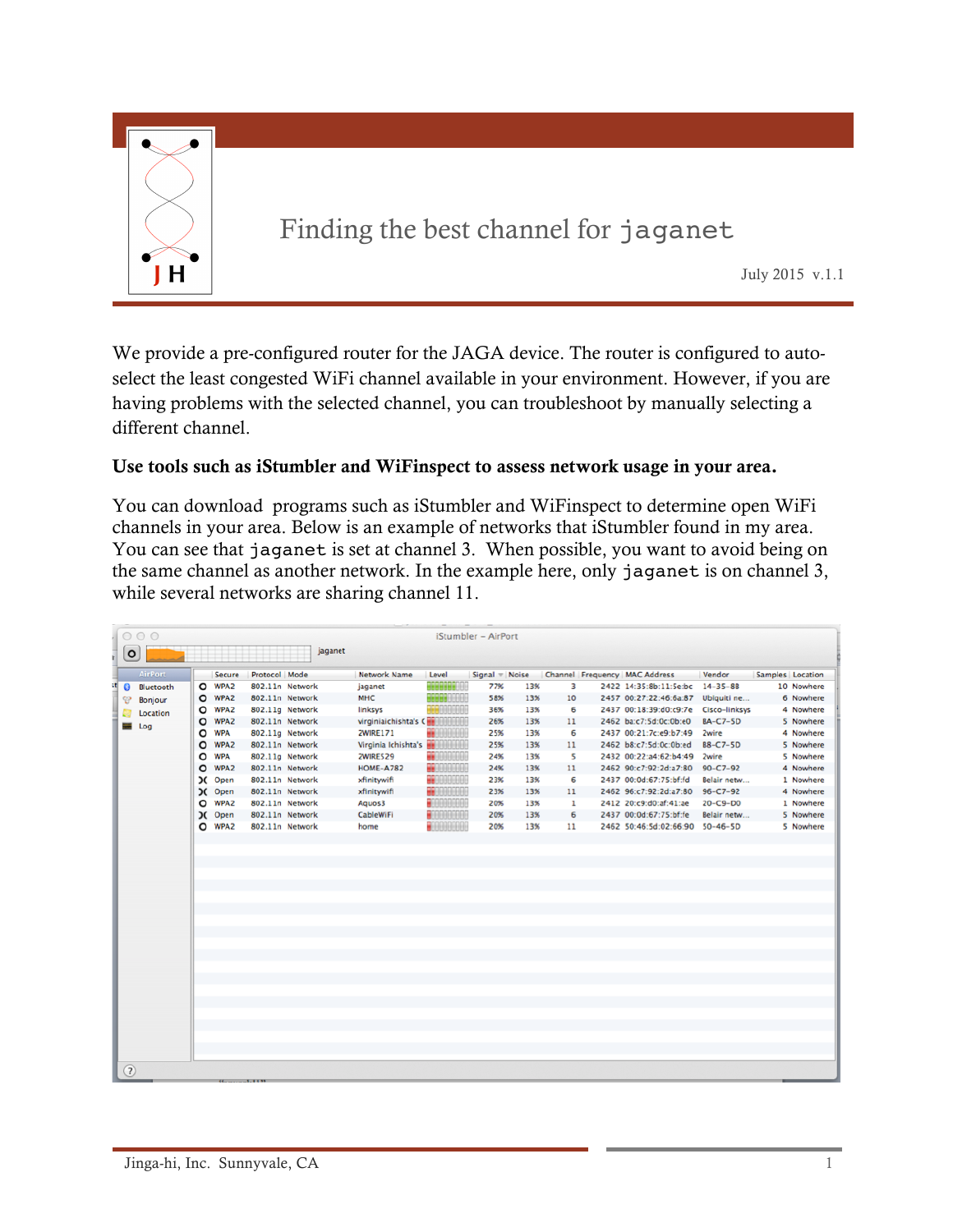# Finding the best channel for `jaganet`

July 2015 v.1.1

We provide a pre-configured router for the JAGA device. The router is configured to auto-select the least congested WiFi channel available in your environment. However, if you are having problems with the selected channel, you can troubleshoot by manually selecting a different channel.

**Use tools such as iStumbler and WiFinspect to assess network usage in your area.**

You can download programs such as iStumbler and WiFinspect to determine open WiFi channels in your area. Below is an example of networks that iStumbler found in my area. You can see that `jaganet` is set at channel 3. When possible, you want to avoid being on the same channel as another network. In the example here, only `jaganet` is on channel 3, while several networks are sharing channel 11.

| Secure | Protocol | Mode | Network Name | Signal | Noise | Channel | Frequency | MAC Address | Vendor | Samples | Location |
|---|---|---|---|---|---|---|---|---|---|---|---|
| WPA2 | 802.11n | Network | jaganet | 77% | 13% | 3 | 2422 | 14:35:8b:11:5e:bc | 14-35-8B | 10 | Nowhere |
| WPA2 | 802.11n | Network | MHC | 58% | 13% | 10 | 2457 | 00:27:22:46:6a:87 | Ubiquiti ne... | 6 | Nowhere |
| WPA2 | 802.11g | Network | linksys | 36% | 13% | 6 | 2437 | 00:18:39:d0:c9:7e | Cisco-Linksys | 4 | Nowhere |
| WPA2 | 802.11n | Network | virginiaichishta's C | 26% | 13% | 11 | 2462 | ba:c7:5d:0c:0b:e0 | BA-C7-5D | 5 | Nowhere |
| WPA | 802.11g | Network | 2WIRE171 | 25% | 13% | 6 | 2437 | 00:21:7c:e9:b7:49 | 2wire | 4 | Nowhere |
| WPA2 | 802.11n | Network | Virginia Ichishta's | 25% | 13% | 11 | 2462 | b8:c7:5d:0c:0b:ed | B8-C7-5D | 5 | Nowhere |
| WPA | 802.11g | Network | 2WIRE529 | 24% | 13% | 5 | 2432 | 00:22:a4:62:b4:49 | 2wire | 5 | Nowhere |
| WPA2 | 802.11n | Network | HOME-A782 | 24% | 13% | 11 | 2462 | 90:c7:92:2d:a7:80 | 90-C7-92 | 4 | Nowhere |
| Open | 802.11n | Network | xfinitywifi | 23% | 13% | 6 | 2437 | 00:0d:67:75:bf:fd | Belair netw... | 1 | Nowhere |
| Open | 802.11n | Network | xfinitywifi | 23% | 13% | 11 | 2462 | 96:c7:92:2d:a7:80 | 96-C7-92 | 4 | Nowhere |
| WPA2 | 802.11n | Network | Aquos3 | 20% | 13% | 1 | 2412 | 20:c9:d0:af:41:ae | 20-C9-D0 | 1 | Nowhere |
| Open | 802.11n | Network | CableWiFi | 20% | 13% | 6 | 2437 | 00:0d:67:75:bf:fe | Belair netw... | 5 | Nowhere |
| WPA2 | 802.11n | Network | home | 20% | 13% | 11 | 2462 | 50:46:5d:02:66:90 | 50-46-5D | 5 | Nowhere |

Jinga-hi, Inc. Sunnyvale, CA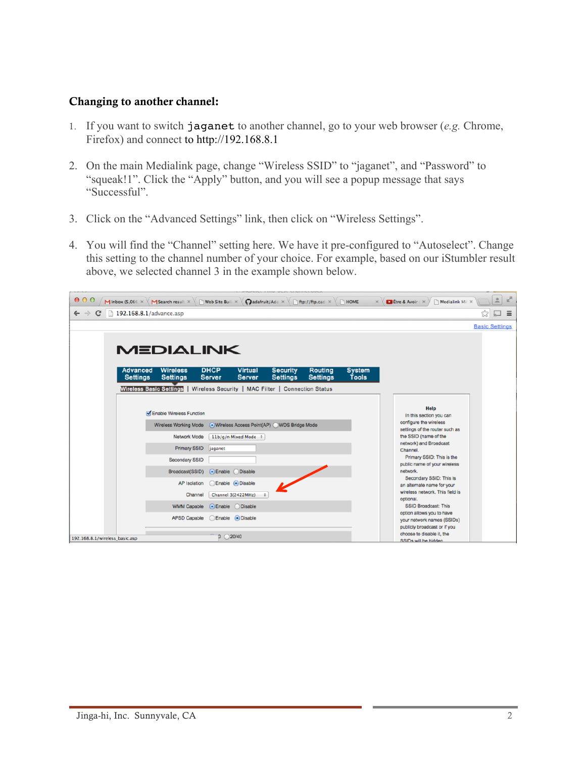**Changing to another channel:**

1. If you want to switch `jaganet` to another channel, go to your web browser (*e.g.* Chrome, Firefox) and connect to http://192.168.8.1

2. On the main Medialink page, change "Wireless SSID" to "jaganet", and "Password" to "squeak!1". Click the "Apply" button, and you will see a popup message that says "Successful".

3. Click on the "Advanced Settings" link, then click on "Wireless Settings".

4. You will find the "Channel" setting here. We have it pre-configured to "Autoselect". Change this setting to the channel number of your choice. For example, based on our iStumbler result above, we selected channel 3 in the example shown below.